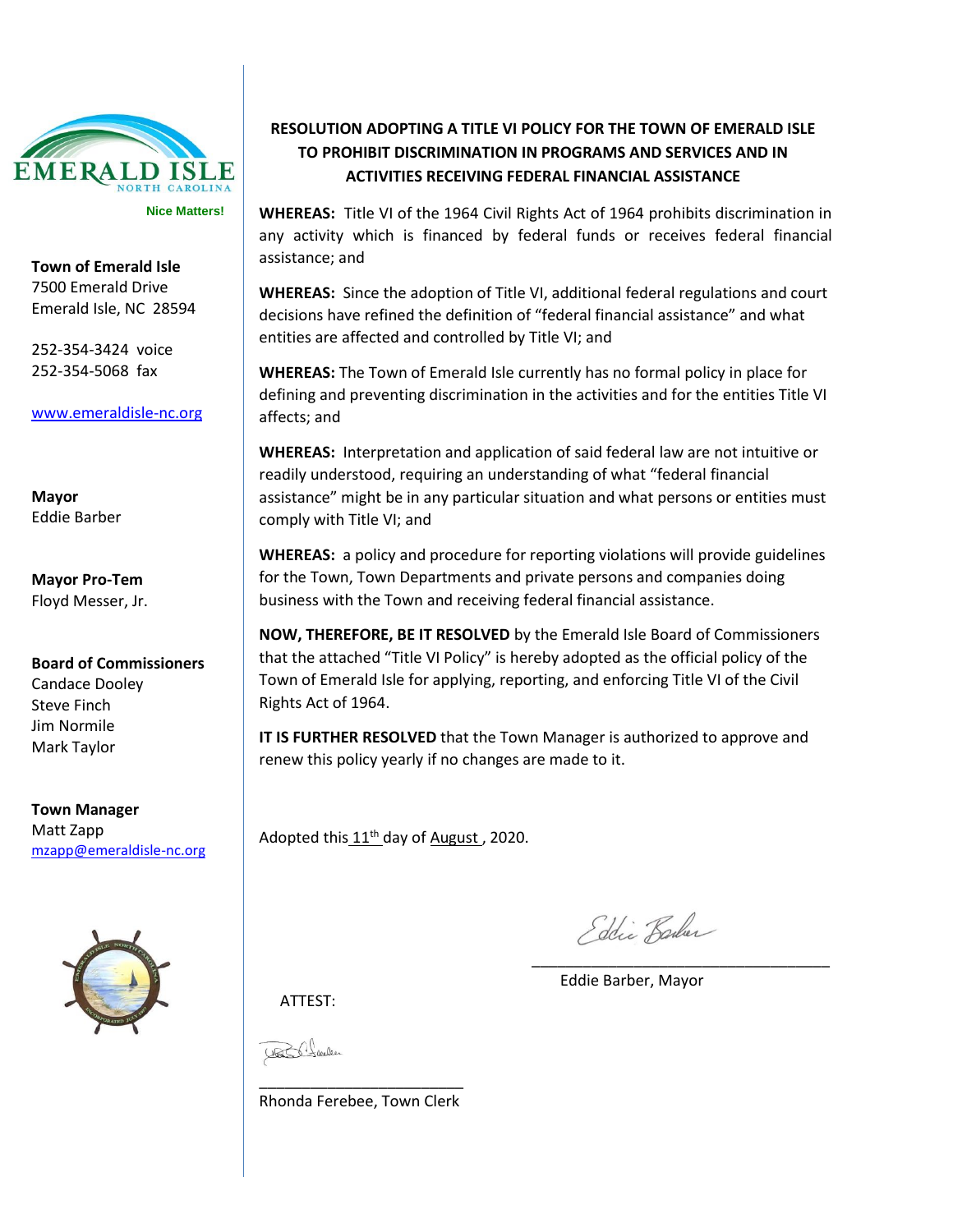EMERALD ISLE
NORTH CAROLINA

Nice Matters!

**Town of Emerald Isle**
7500 Emerald Drive
Emerald Isle, NC 28594

252-354-3424 voice
252-354-5068 fax

www.emeraldisle-nc.org

**Mayor**
Eddie Barber

**Mayor Pro-Tem**
Floyd Messer, Jr.

**Board of Commissioners**
Candace Dooley
Steve Finch
Jim Normile
Mark Taylor

**Town Manager**
Matt Zapp
mzapp@emeraldisle-nc.org

**RESOLUTION ADOPTING A TITLE VI POLICY FOR THE TOWN OF EMERALD ISLE TO PROHIBIT DISCRIMINATION IN PROGRAMS AND SERVICES AND IN ACTIVITIES RECEIVING FEDERAL FINANCIAL ASSISTANCE**

**WHEREAS:** Title VI of the 1964 Civil Rights Act of 1964 prohibits discrimination in any activity which is financed by federal funds or receives federal financial assistance; and

**WHEREAS:** Since the adoption of Title VI, additional federal regulations and court decisions have refined the definition of "federal financial assistance" and what entities are affected and controlled by Title VI; and

**WHEREAS:** The Town of Emerald Isle currently has no formal policy in place for defining and preventing discrimination in the activities and for the entities Title VI affects; and

**WHEREAS:** Interpretation and application of said federal law are not intuitive or readily understood, requiring an understanding of what "federal financial assistance" might be in any particular situation and what persons or entities must comply with Title VI; and

**WHEREAS:** a policy and procedure for reporting violations will provide guidelines for the Town, Town Departments and private persons and companies doing business with the Town and receiving federal financial assistance.

**NOW, THEREFORE, BE IT RESOLVED** by the Emerald Isle Board of Commissioners that the attached "Title VI Policy" is hereby adopted as the official policy of the Town of Emerald Isle for applying, reporting, and enforcing Title VI of the Civil Rights Act of 1964.

**IT IS FURTHER RESOLVED** that the Town Manager is authorized to approve and renew this policy yearly if no changes are made to it.

Adopted this 11th day of August, 2020.

*Eddie Barber*

\_\_\_\_\_\_\_\_\_\_\_\_\_\_\_\_\_\_\_\_\_\_\_\_\_\_\_\_\_\_\_\_\_\_\_

Eddie Barber, Mayor

ATTEST:

*Rhonda Ferebee*

\_\_\_\_\_\_\_\_\_\_\_\_\_\_\_\_\_\_\_\_\_\_\_\_\_

Rhonda Ferebee, Town Clerk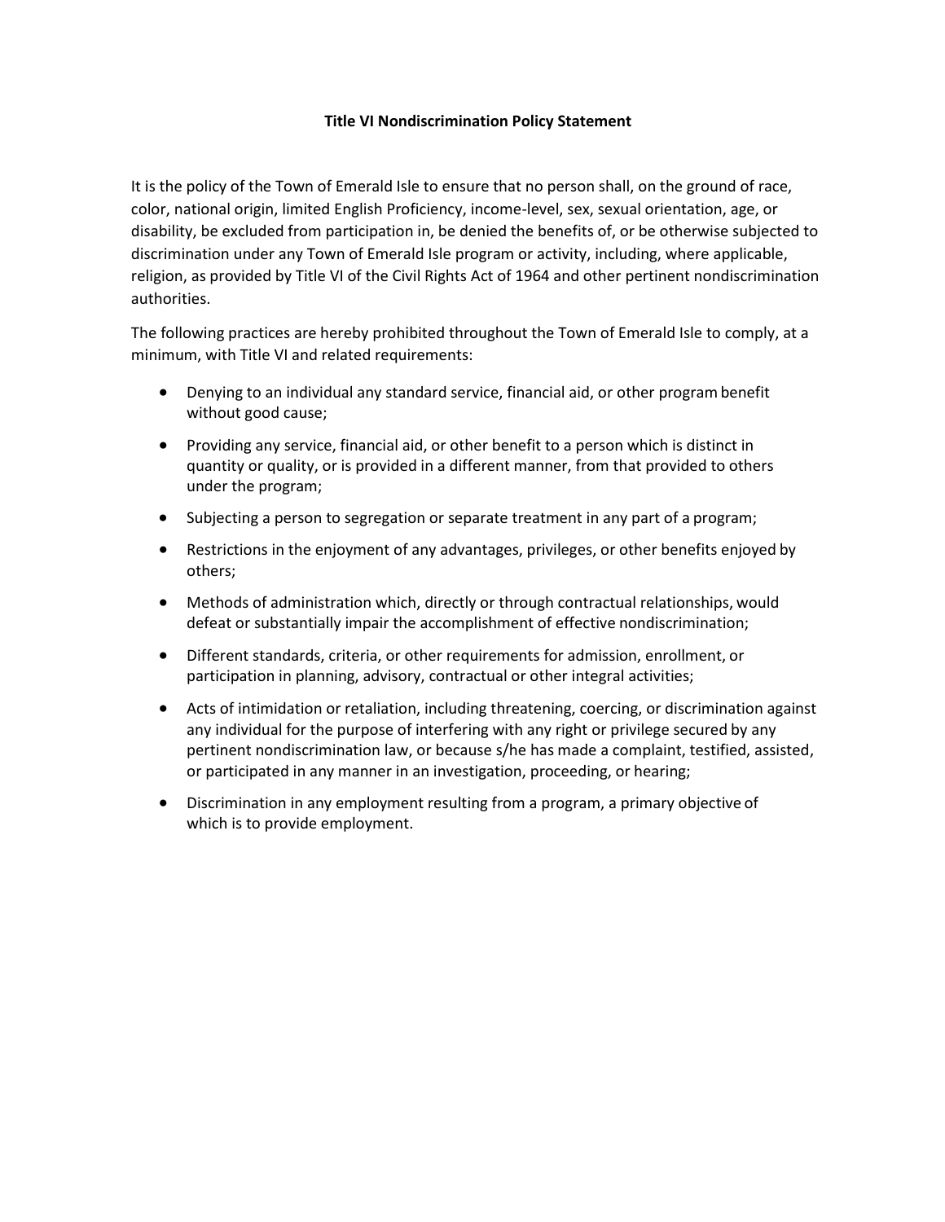# Title VI Nondiscrimination Policy Statement

It is the policy of the Town of Emerald Isle to ensure that no person shall, on the ground of race, color, national origin, limited English Proficiency, income-level, sex, sexual orientation, age, or disability, be excluded from participation in, be denied the benefits of, or be otherwise subjected to discrimination under any Town of Emerald Isle program or activity, including, where applicable, religion, as provided by Title VI of the Civil Rights Act of 1964 and other pertinent nondiscrimination authorities.

The following practices are hereby prohibited throughout the Town of Emerald Isle to comply, at a minimum, with Title VI and related requirements:

- Denying to an individual any standard service, financial aid, or other program benefit without good cause;
- Providing any service, financial aid, or other benefit to a person which is distinct in quantity or quality, or is provided in a different manner, from that provided to others under the program;
- Subjecting a person to segregation or separate treatment in any part of a program;
- Restrictions in the enjoyment of any advantages, privileges, or other benefits enjoyed by others;
- Methods of administration which, directly or through contractual relationships, would defeat or substantially impair the accomplishment of effective nondiscrimination;
- Different standards, criteria, or other requirements for admission, enrollment, or participation in planning, advisory, contractual or other integral activities;
- Acts of intimidation or retaliation, including threatening, coercing, or discrimination against any individual for the purpose of interfering with any right or privilege secured by any pertinent nondiscrimination law, or because s/he has made a complaint, testified, assisted, or participated in any manner in an investigation, proceeding, or hearing;
- Discrimination in any employment resulting from a program, a primary objective of which is to provide employment.